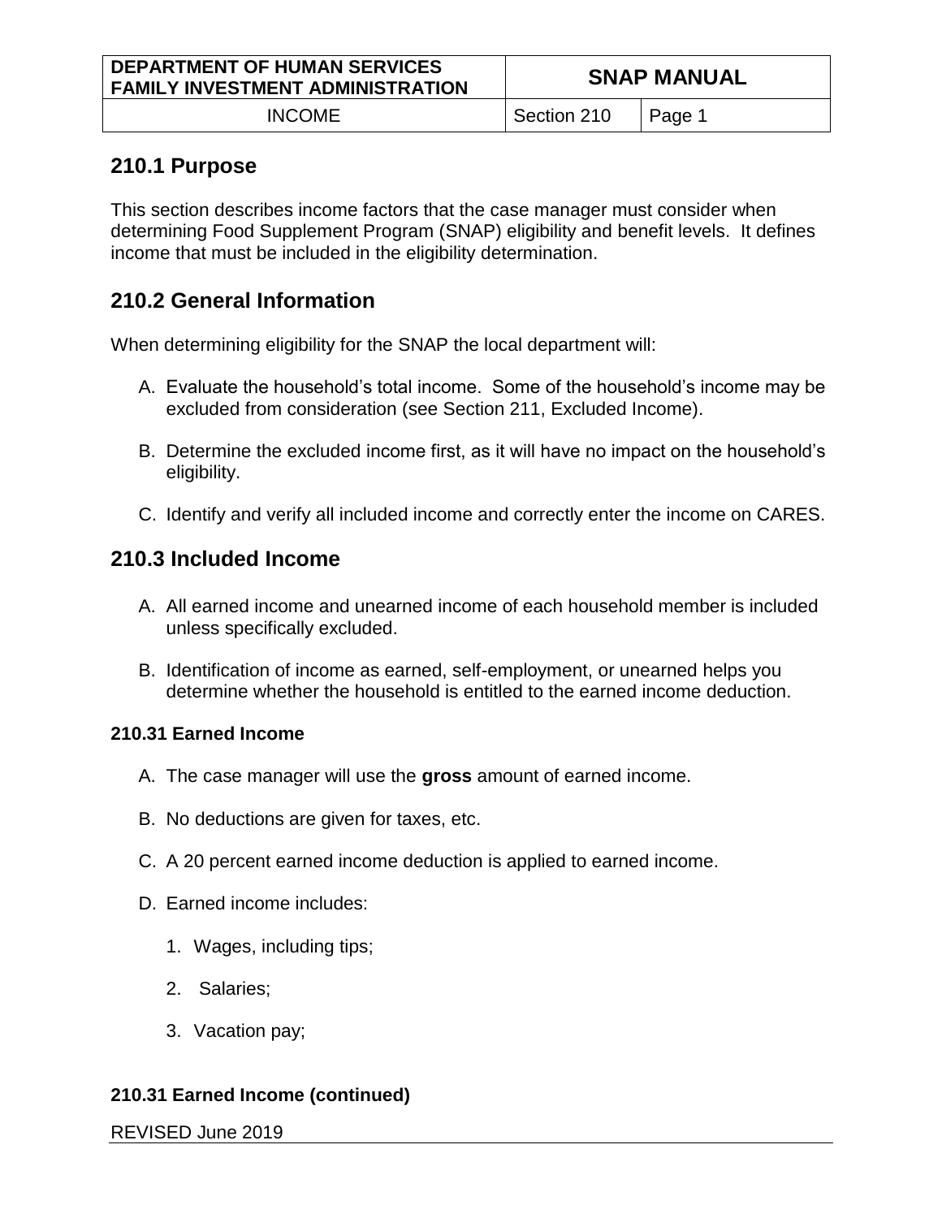## 210.1 Purpose

This section describes income factors that the case manager must consider when determining Food Supplement Program (SNAP) eligibility and benefit levels. It defines income that must be included in the eligibility determination.

## 210.2 General Information

When determining eligibility for the SNAP the local department will:

A. Evaluate the household's total income. Some of the household's income may be excluded from consideration (see Section 211, Excluded Income).

B. Determine the excluded income first, as it will have no impact on the household's eligibility.

C. Identify and verify all included income and correctly enter the income on CARES.

## 210.3 Included Income

A. All earned income and unearned income of each household member is included unless specifically excluded.

B. Identification of income as earned, self-employment, or unearned helps you determine whether the household is entitled to the earned income deduction.

### 210.31 Earned Income

A. The case manager will use the **gross** amount of earned income.

B. No deductions are given for taxes, etc.

C. A 20 percent earned income deduction is applied to earned income.

D. Earned income includes:

   1. Wages, including tips;

   2. Salaries;

   3. Vacation pay;

### 210.31 Earned Income (continued)

REVISED June 2019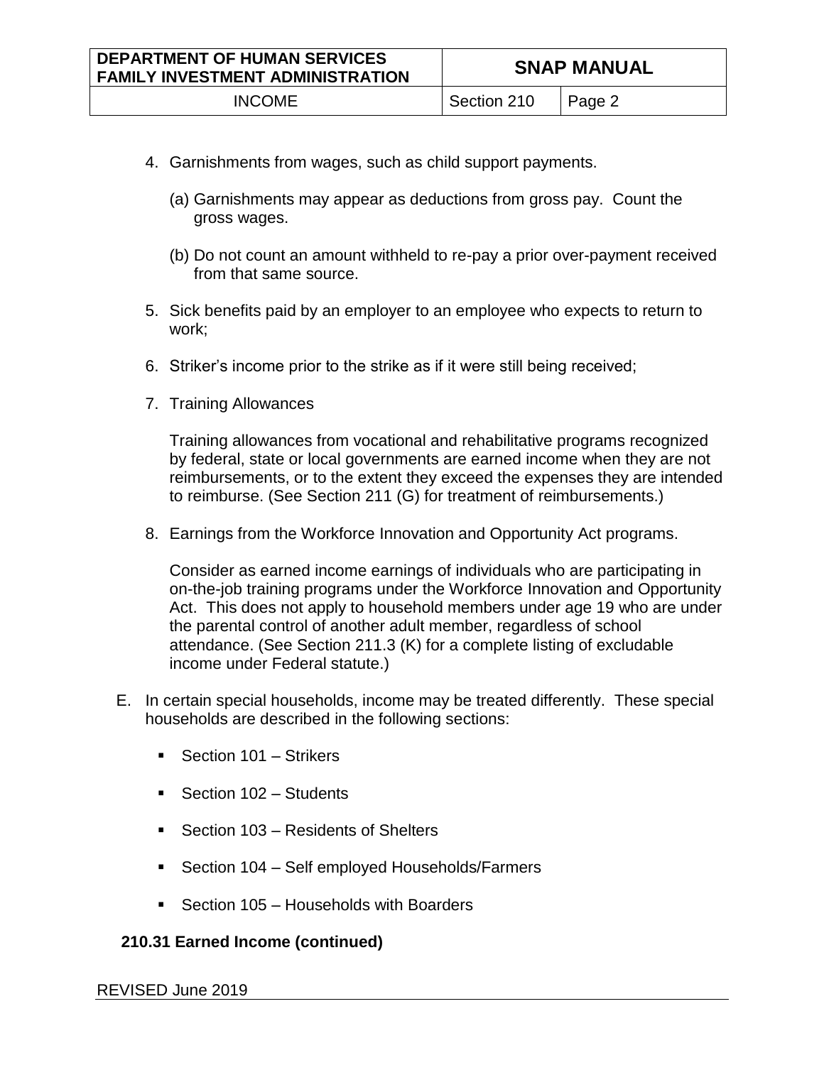4. Garnishments from wages, such as child support payments.

   (a) Garnishments may appear as deductions from gross pay. Count the gross wages.

   (b) Do not count an amount withheld to re-pay a prior over-payment received from that same source.

5. Sick benefits paid by an employer to an employee who expects to return to work;

6. Striker's income prior to the strike as if it were still being received;

7. Training Allowances

   Training allowances from vocational and rehabilitative programs recognized by federal, state or local governments are earned income when they are not reimbursements, or to the extent they exceed the expenses they are intended to reimburse. (See Section 211 (G) for treatment of reimbursements.)

8. Earnings from the Workforce Innovation and Opportunity Act programs.

   Consider as earned income earnings of individuals who are participating in on-the-job training programs under the Workforce Innovation and Opportunity Act. This does not apply to household members under age 19 who are under the parental control of another adult member, regardless of school attendance. (See Section 211.3 (K) for a complete listing of excludable income under Federal statute.)

E. In certain special households, income may be treated differently. These special households are described in the following sections:

   - Section 101 – Strikers
   - Section 102 – Students
   - Section 103 – Residents of Shelters
   - Section 104 – Self employed Households/Farmers
   - Section 105 – Households with Boarders

**210.31 Earned Income (continued)**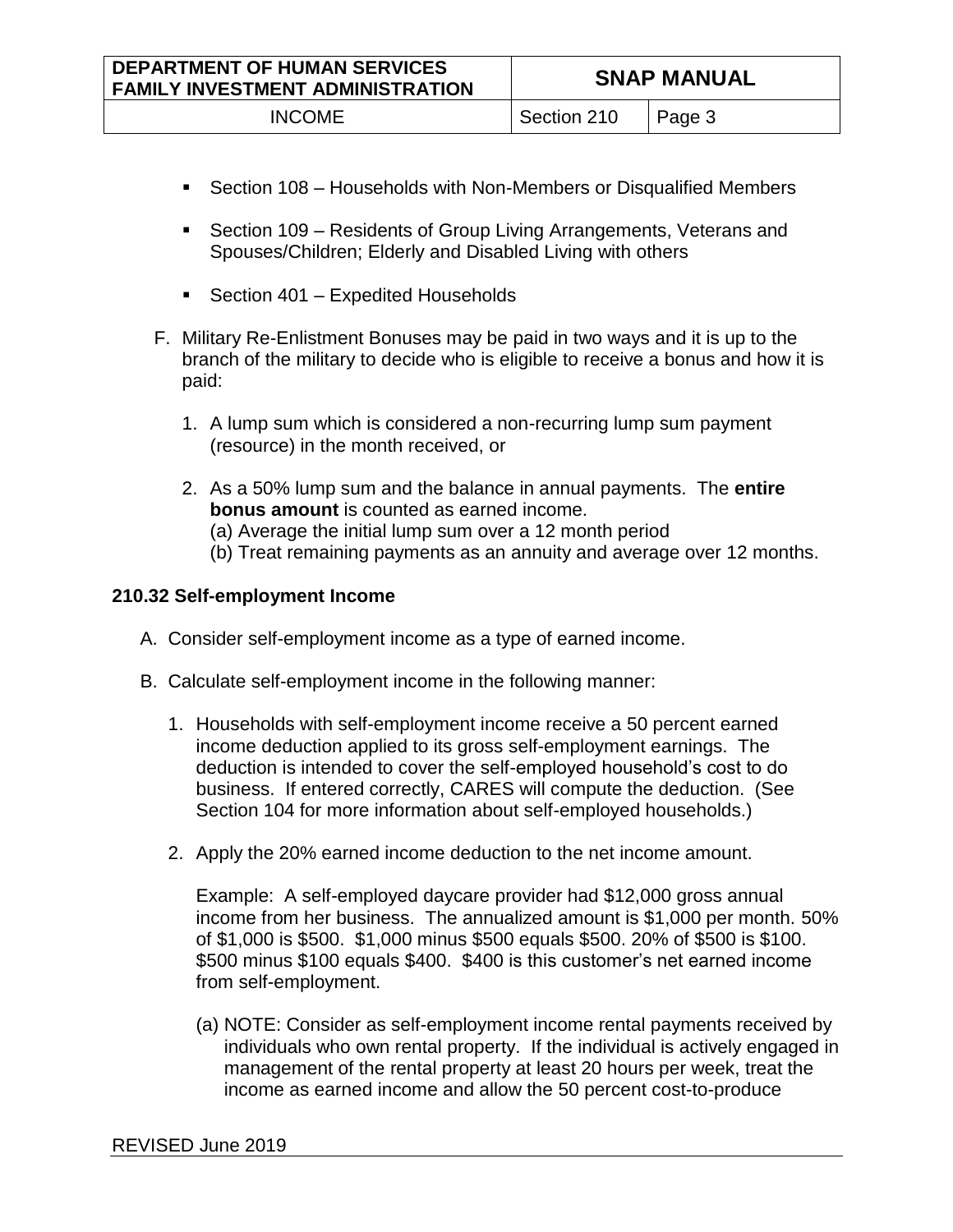- Section 108 – Households with Non-Members or Disqualified Members

- Section 109 – Residents of Group Living Arrangements, Veterans and Spouses/Children; Elderly and Disabled Living with others

- Section 401 – Expedited Households

F. Military Re-Enlistment Bonuses may be paid in two ways and it is up to the branch of the military to decide who is eligible to receive a bonus and how it is paid:

   1. A lump sum which is considered a non-recurring lump sum payment (resource) in the month received, or

   2. As a 50% lump sum and the balance in annual payments. The **entire bonus amount** is counted as earned income.
      (a) Average the initial lump sum over a 12 month period
      (b) Treat remaining payments as an annuity and average over 12 months.

### 210.32 Self-employment Income

A. Consider self-employment income as a type of earned income.

B. Calculate self-employment income in the following manner:

   1. Households with self-employment income receive a 50 percent earned income deduction applied to its gross self-employment earnings. The deduction is intended to cover the self-employed household's cost to do business. If entered correctly, CARES will compute the deduction. (See Section 104 for more information about self-employed households.)

   2. Apply the 20% earned income deduction to the net income amount.

      Example: A self-employed daycare provider had $12,000 gross annual income from her business. The annualized amount is $1,000 per month. 50% of $1,000 is $500. $1,000 minus $500 equals $500. 20% of $500 is $100. $500 minus $100 equals $400. $400 is this customer's net earned income from self-employment.

      (a) NOTE: Consider as self-employment income rental payments received by individuals who own rental property. If the individual is actively engaged in management of the rental property at least 20 hours per week, treat the income as earned income and allow the 50 percent cost-to-produce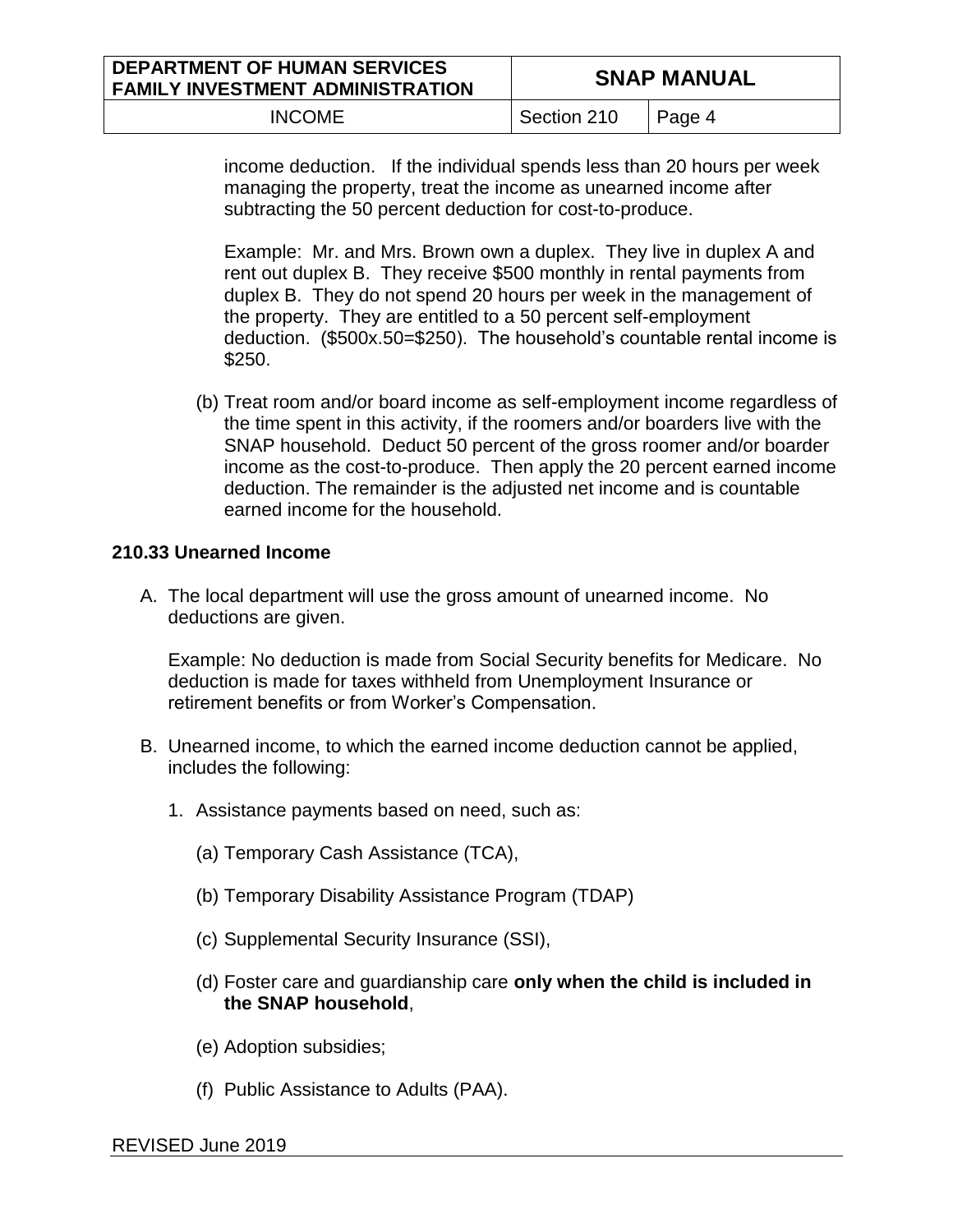income deduction. If the individual spends less than 20 hours per week managing the property, treat the income as unearned income after subtracting the 50 percent deduction for cost-to-produce.

Example: Mr. and Mrs. Brown own a duplex. They live in duplex A and rent out duplex B. They receive $500 monthly in rental payments from duplex B. They do not spend 20 hours per week in the management of the property. They are entitled to a 50 percent self-employment deduction. ($500x.50=$250). The household's countable rental income is $250.

(b) Treat room and/or board income as self-employment income regardless of the time spent in this activity, if the roomers and/or boarders live with the SNAP household. Deduct 50 percent of the gross roomer and/or boarder income as the cost-to-produce. Then apply the 20 percent earned income deduction. The remainder is the adjusted net income and is countable earned income for the household.

### 210.33 Unearned Income

A. The local department will use the gross amount of unearned income. No deductions are given.

   Example: No deduction is made from Social Security benefits for Medicare. No deduction is made for taxes withheld from Unemployment Insurance or retirement benefits or from Worker's Compensation.

B. Unearned income, to which the earned income deduction cannot be applied, includes the following:

   1. Assistance payments based on need, such as:

      (a) Temporary Cash Assistance (TCA),

      (b) Temporary Disability Assistance Program (TDAP)

      (c) Supplemental Security Insurance (SSI),

      (d) Foster care and guardianship care **only when the child is included in the SNAP household**,

      (e) Adoption subsidies;

      (f) Public Assistance to Adults (PAA).

REVISED June 2019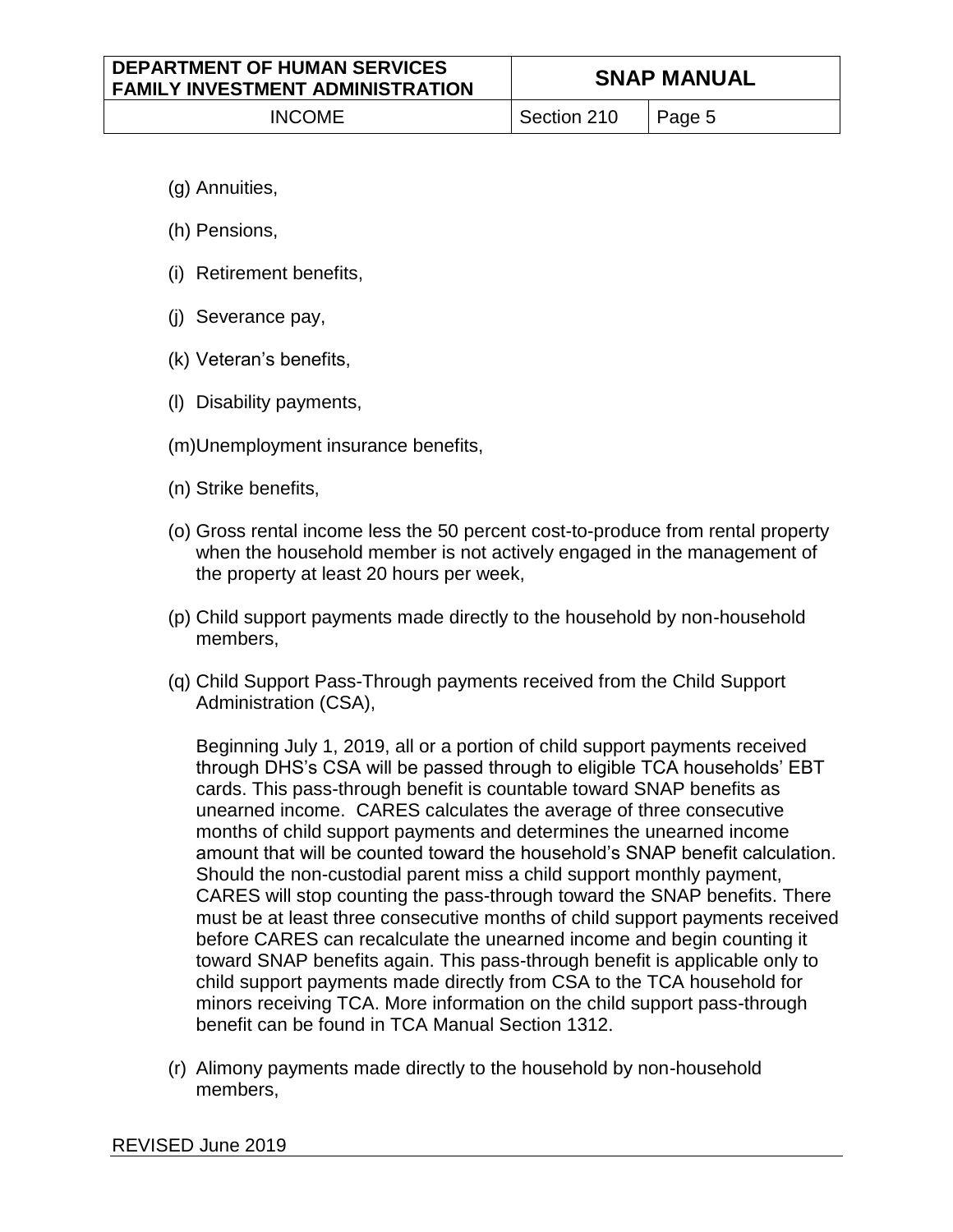(g) Annuities,

(h) Pensions,

(i) Retirement benefits,

(j) Severance pay,

(k) Veteran's benefits,

(l) Disability payments,

(m) Unemployment insurance benefits,

(n) Strike benefits,

(o) Gross rental income less the 50 percent cost-to-produce from rental property when the household member is not actively engaged in the management of the property at least 20 hours per week,

(p) Child support payments made directly to the household by non-household members,

(q) Child Support Pass-Through payments received from the Child Support Administration (CSA),

Beginning July 1, 2019, all or a portion of child support payments received through DHS's CSA will be passed through to eligible TCA households' EBT cards. This pass-through benefit is countable toward SNAP benefits as unearned income. CARES calculates the average of three consecutive months of child support payments and determines the unearned income amount that will be counted toward the household's SNAP benefit calculation. Should the non-custodial parent miss a child support monthly payment, CARES will stop counting the pass-through toward the SNAP benefits. There must be at least three consecutive months of child support payments received before CARES can recalculate the unearned income and begin counting it toward SNAP benefits again. This pass-through benefit is applicable only to child support payments made directly from CSA to the TCA household for minors receiving TCA. More information on the child support pass-through benefit can be found in TCA Manual Section 1312.

(r) Alimony payments made directly to the household by non-household members,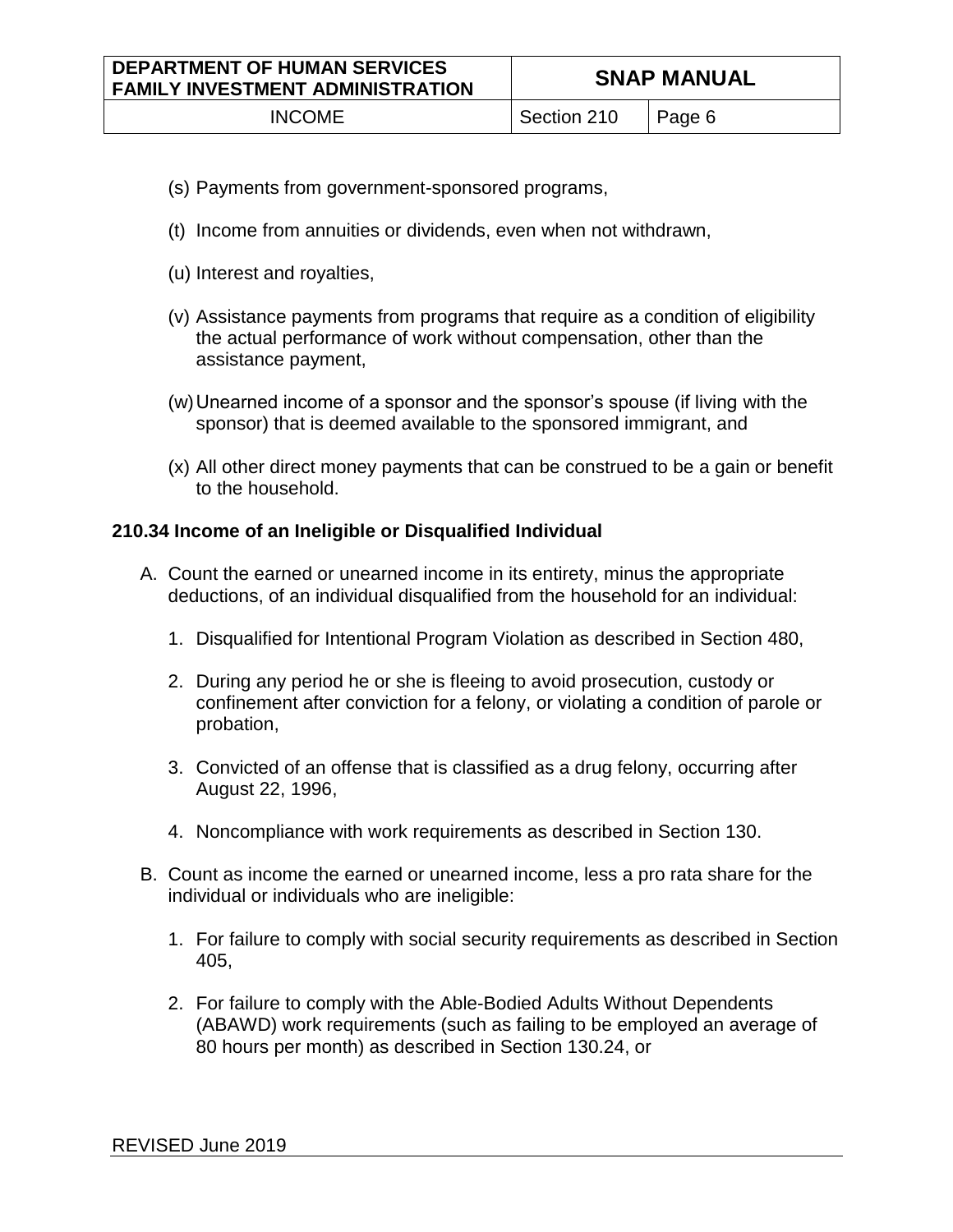(s) Payments from government-sponsored programs,

(t) Income from annuities or dividends, even when not withdrawn,

(u) Interest and royalties,

(v) Assistance payments from programs that require as a condition of eligibility the actual performance of work without compensation, other than the assistance payment,

(w) Unearned income of a sponsor and the sponsor's spouse (if living with the sponsor) that is deemed available to the sponsored immigrant, and

(x) All other direct money payments that can be construed to be a gain or benefit to the household.

### 210.34 Income of an Ineligible or Disqualified Individual

A. Count the earned or unearned income in its entirety, minus the appropriate deductions, of an individual disqualified from the household for an individual:

1. Disqualified for Intentional Program Violation as described in Section 480,
2. During any period he or she is fleeing to avoid prosecution, custody or confinement after conviction for a felony, or violating a condition of parole or probation,
3. Convicted of an offense that is classified as a drug felony, occurring after August 22, 1996,
4. Noncompliance with work requirements as described in Section 130.

B. Count as income the earned or unearned income, less a pro rata share for the individual or individuals who are ineligible:

1. For failure to comply with social security requirements as described in Section 405,
2. For failure to comply with the Able-Bodied Adults Without Dependents (ABAWD) work requirements (such as failing to be employed an average of 80 hours per month) as described in Section 130.24, or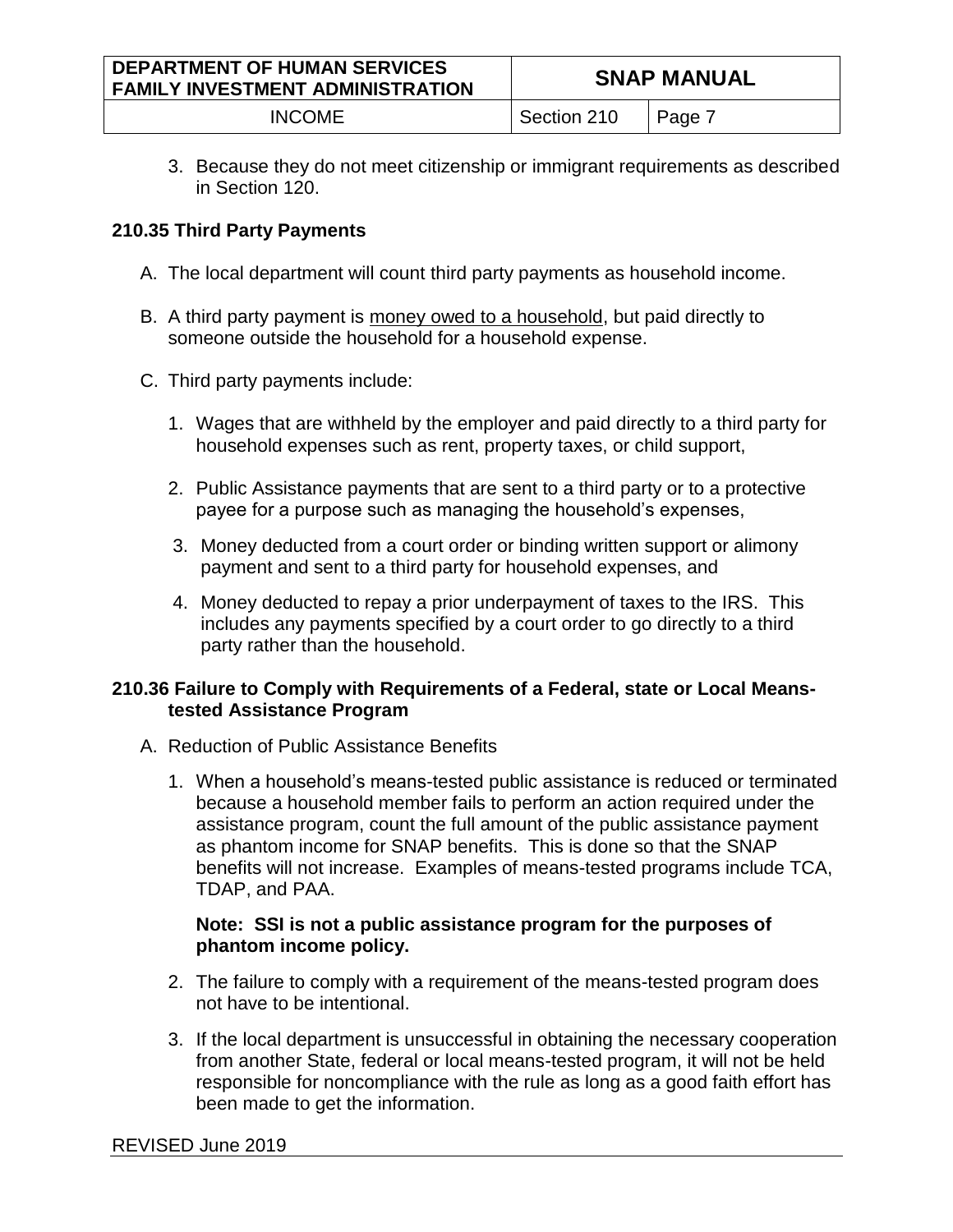3. Because they do not meet citizenship or immigrant requirements as described in Section 120.

### 210.35 Third Party Payments

A. The local department will count third party payments as household income.

B. A third party payment is <u>money owed to a household</u>, but paid directly to someone outside the household for a household expense.

C. Third party payments include:

   1. Wages that are withheld by the employer and paid directly to a third party for household expenses such as rent, property taxes, or child support,

   2. Public Assistance payments that are sent to a third party or to a protective payee for a purpose such as managing the household's expenses,

   3. Money deducted from a court order or binding written support or alimony payment and sent to a third party for household expenses, and

   4. Money deducted to repay a prior underpayment of taxes to the IRS. This includes any payments specified by a court order to go directly to a third party rather than the household.

### 210.36 Failure to Comply with Requirements of a Federal, state or Local Means-tested Assistance Program

A. Reduction of Public Assistance Benefits

   1. When a household's means-tested public assistance is reduced or terminated because a household member fails to perform an action required under the assistance program, count the full amount of the public assistance payment as phantom income for SNAP benefits. This is done so that the SNAP benefits will not increase. Examples of means-tested programs include TCA, TDAP, and PAA.

      **Note: SSI is not a public assistance program for the purposes of phantom income policy.**

   2. The failure to comply with a requirement of the means-tested program does not have to be intentional.

   3. If the local department is unsuccessful in obtaining the necessary cooperation from another State, federal or local means-tested program, it will not be held responsible for noncompliance with the rule as long as a good faith effort has been made to get the information.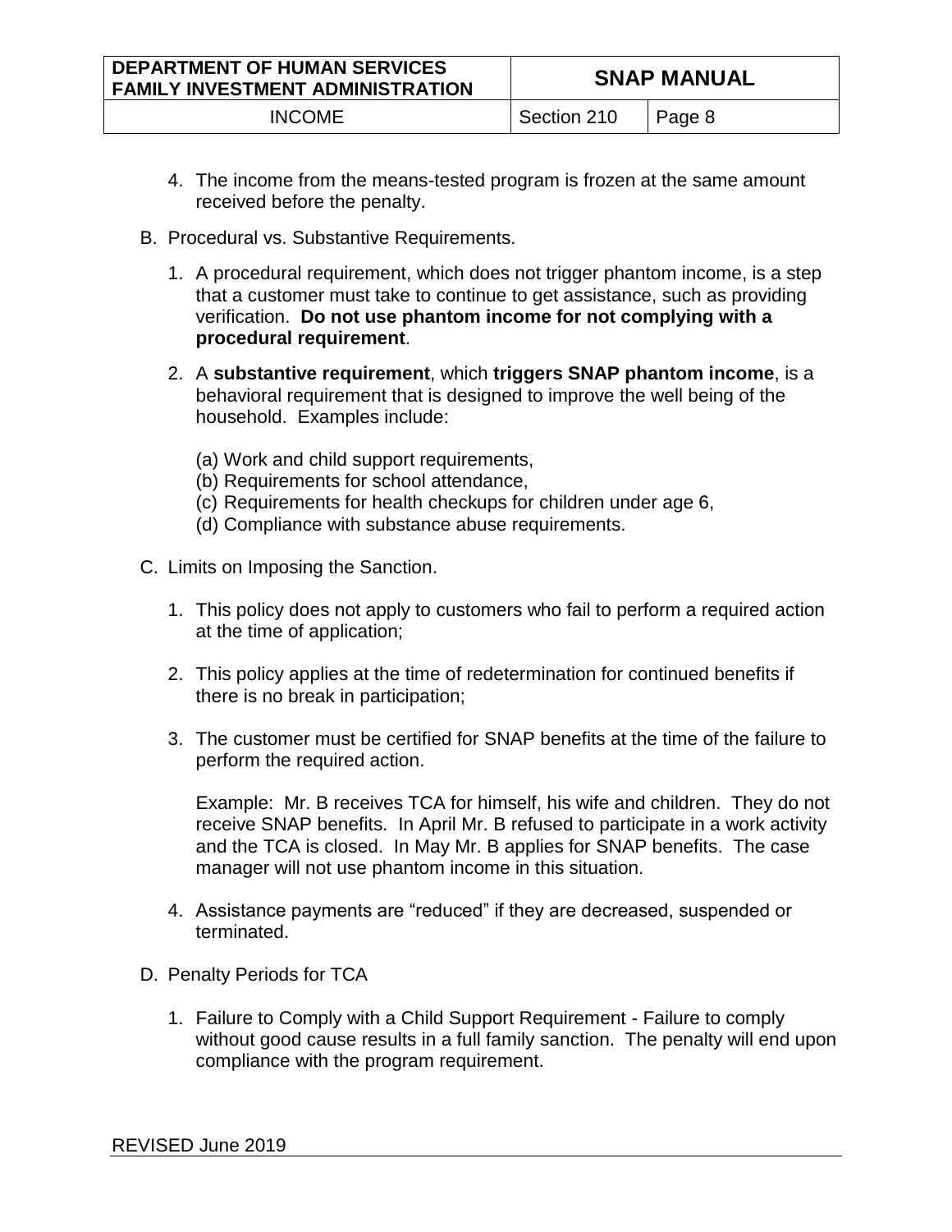4. The income from the means-tested program is frozen at the same amount received before the penalty.

B. Procedural vs. Substantive Requirements.

   1. A procedural requirement, which does not trigger phantom income, is a step that a customer must take to continue to get assistance, such as providing verification. **Do not use phantom income for not complying with a procedural requirement**.

   2. A **substantive requirement**, which **triggers SNAP phantom income**, is a behavioral requirement that is designed to improve the well being of the household. Examples include:

      (a) Work and child support requirements,
      (b) Requirements for school attendance,
      (c) Requirements for health checkups for children under age 6,
      (d) Compliance with substance abuse requirements.

C. Limits on Imposing the Sanction.

   1. This policy does not apply to customers who fail to perform a required action at the time of application;

   2. This policy applies at the time of redetermination for continued benefits if there is no break in participation;

   3. The customer must be certified for SNAP benefits at the time of the failure to perform the required action.

      Example: Mr. B receives TCA for himself, his wife and children. They do not receive SNAP benefits. In April Mr. B refused to participate in a work activity and the TCA is closed. In May Mr. B applies for SNAP benefits. The case manager will not use phantom income in this situation.

   4. Assistance payments are "reduced" if they are decreased, suspended or terminated.

D. Penalty Periods for TCA

   1. Failure to Comply with a Child Support Requirement - Failure to comply without good cause results in a full family sanction. The penalty will end upon compliance with the program requirement.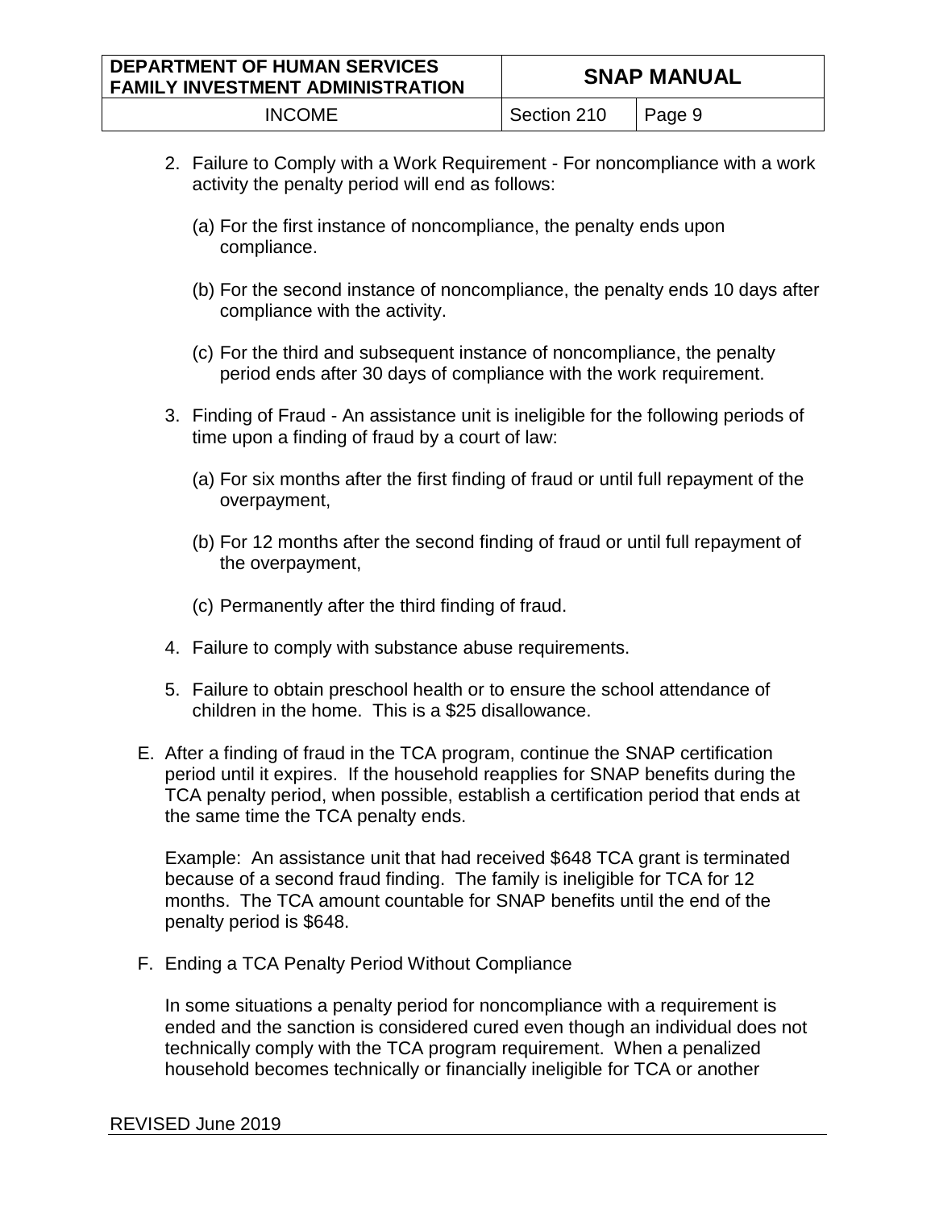2. Failure to Comply with a Work Requirement - For noncompliance with a work activity the penalty period will end as follows:

   (a) For the first instance of noncompliance, the penalty ends upon compliance.

   (b) For the second instance of noncompliance, the penalty ends 10 days after compliance with the activity.

   (c) For the third and subsequent instance of noncompliance, the penalty period ends after 30 days of compliance with the work requirement.

3. Finding of Fraud - An assistance unit is ineligible for the following periods of time upon a finding of fraud by a court of law:

   (a) For six months after the first finding of fraud or until full repayment of the overpayment,

   (b) For 12 months after the second finding of fraud or until full repayment of the overpayment,

   (c) Permanently after the third finding of fraud.

4. Failure to comply with substance abuse requirements.

5. Failure to obtain preschool health or to ensure the school attendance of children in the home. This is a $25 disallowance.

E. After a finding of fraud in the TCA program, continue the SNAP certification period until it expires. If the household reapplies for SNAP benefits during the TCA penalty period, when possible, establish a certification period that ends at the same time the TCA penalty ends.

   Example: An assistance unit that had received $648 TCA grant is terminated because of a second fraud finding. The family is ineligible for TCA for 12 months. The TCA amount countable for SNAP benefits until the end of the penalty period is $648.

F. Ending a TCA Penalty Period Without Compliance

   In some situations a penalty period for noncompliance with a requirement is ended and the sanction is considered cured even though an individual does not technically comply with the TCA program requirement. When a penalized household becomes technically or financially ineligible for TCA or another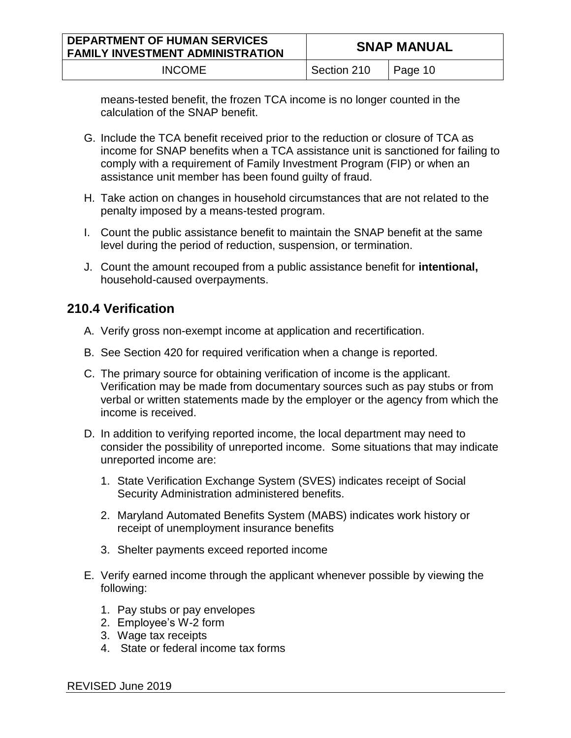means-tested benefit, the frozen TCA income is no longer counted in the calculation of the SNAP benefit.

G. Include the TCA benefit received prior to the reduction or closure of TCA as income for SNAP benefits when a TCA assistance unit is sanctioned for failing to comply with a requirement of Family Investment Program (FIP) or when an assistance unit member has been found guilty of fraud.

H. Take action on changes in household circumstances that are not related to the penalty imposed by a means-tested program.

I. Count the public assistance benefit to maintain the SNAP benefit at the same level during the period of reduction, suspension, or termination.

J. Count the amount recouped from a public assistance benefit for **intentional,** household-caused overpayments.

## 210.4 Verification

A. Verify gross non-exempt income at application and recertification.

B. See Section 420 for required verification when a change is reported.

C. The primary source for obtaining verification of income is the applicant. Verification may be made from documentary sources such as pay stubs or from verbal or written statements made by the employer or the agency from which the income is received.

D. In addition to verifying reported income, the local department may need to consider the possibility of unreported income. Some situations that may indicate unreported income are:

   1. State Verification Exchange System (SVES) indicates receipt of Social Security Administration administered benefits.
   2. Maryland Automated Benefits System (MABS) indicates work history or receipt of unemployment insurance benefits
   3. Shelter payments exceed reported income

E. Verify earned income through the applicant whenever possible by viewing the following:

   1. Pay stubs or pay envelopes
   2. Employee's W-2 form
   3. Wage tax receipts
   4. State or federal income tax forms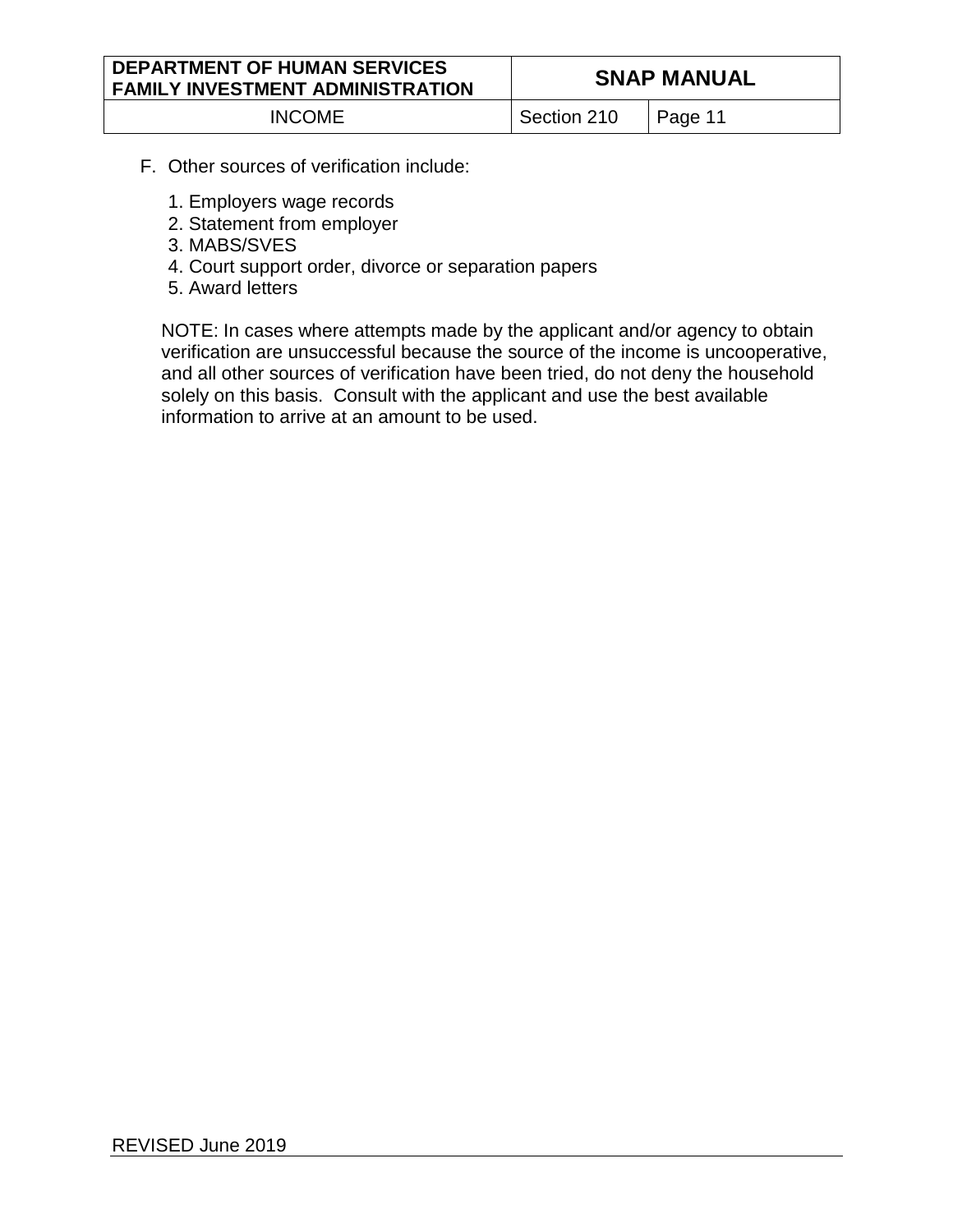F. Other sources of verification include:

1. Employers wage records
2. Statement from employer
3. MABS/SVES
4. Court support order, divorce or separation papers
5. Award letters

NOTE: In cases where attempts made by the applicant and/or agency to obtain verification are unsuccessful because the source of the income is uncooperative, and all other sources of verification have been tried, do not deny the household solely on this basis. Consult with the applicant and use the best available information to arrive at an amount to be used.